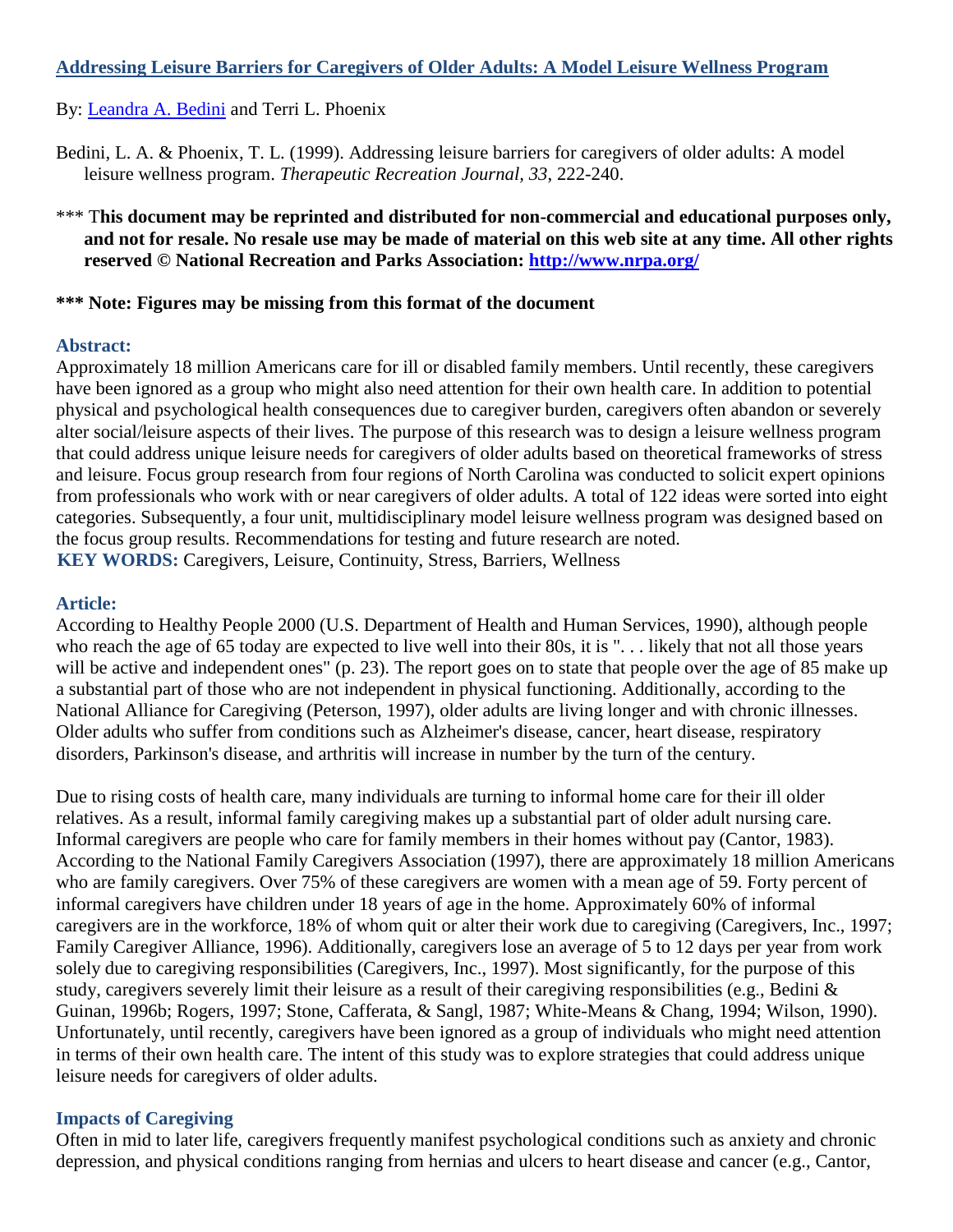# [Addressing Leisure Barriers for Caregivers of Older Adults: A Model Leisure Wellness Program](#)

By: [Leandra A. Bedini](#) and Terri L. Phoenix

Bedini, L. A. & Phoenix, T. L. (1999). Addressing leisure barriers for caregivers of older adults: A model leisure wellness program. *Therapeutic Recreation Journal, 33*, 222-240.

\*\*\* T**his document may be reprinted and distributed for non-commercial and educational purposes only, and not for resale. No resale use may be made of material on this web site at any time. All other rights reserved © National Recreation and Parks Association: [http://www.nrpa.org/](http://www.nrpa.org/)**

**\*\*\* Note: Figures may be missing from this format of the document**

## Abstract:

Approximately 18 million Americans care for ill or disabled family members. Until recently, these caregivers have been ignored as a group who might also need attention for their own health care. In addition to potential physical and psychological health consequences due to caregiver burden, caregivers often abandon or severely alter social/leisure aspects of their lives. The purpose of this research was to design a leisure wellness program that could address unique leisure needs for caregivers of older adults based on theoretical frameworks of stress and leisure. Focus group research from four regions of North Carolina was conducted to solicit expert opinions from professionals who work with or near caregivers of older adults. A total of 122 ideas were sorted into eight categories. Subsequently, a four unit, multidisciplinary model leisure wellness program was designed based on the focus group results. Recommendations for testing and future research are noted.

**KEY WORDS:** Caregivers, Leisure, Continuity, Stress, Barriers, Wellness

## Article:

According to Healthy People 2000 (U.S. Department of Health and Human Services, 1990), although people who reach the age of 65 today are expected to live well into their 80s, it is ". . . likely that not all those years will be active and independent ones" (p. 23). The report goes on to state that people over the age of 85 make up a substantial part of those who are not independent in physical functioning. Additionally, according to the National Alliance for Caregiving (Peterson, 1997), older adults are living longer and with chronic illnesses. Older adults who suffer from conditions such as Alzheimer's disease, cancer, heart disease, respiratory disorders, Parkinson's disease, and arthritis will increase in number by the turn of the century.

Due to rising costs of health care, many individuals are turning to informal home care for their ill older relatives. As a result, informal family caregiving makes up a substantial part of older adult nursing care. Informal caregivers are people who care for family members in their homes without pay (Cantor, 1983). According to the National Family Caregivers Association (1997), there are approximately 18 million Americans who are family caregivers. Over 75% of these caregivers are women with a mean age of 59. Forty percent of informal caregivers have children under 18 years of age in the home. Approximately 60% of informal caregivers are in the workforce, 18% of whom quit or alter their work due to caregiving (Caregivers, Inc., 1997; Family Caregiver Alliance, 1996). Additionally, caregivers lose an average of 5 to 12 days per year from work solely due to caregiving responsibilities (Caregivers, Inc., 1997). Most significantly, for the purpose of this study, caregivers severely limit their leisure as a result of their caregiving responsibilities (e.g., Bedini & Guinan, 1996b; Rogers, 1997; Stone, Cafferata, & Sangl, 1987; White-Means & Chang, 1994; Wilson, 1990). Unfortunately, until recently, caregivers have been ignored as a group of individuals who might need attention in terms of their own health care. The intent of this study was to explore strategies that could address unique leisure needs for caregivers of older adults.

### Impacts of Caregiving

Often in mid to later life, caregivers frequently manifest psychological conditions such as anxiety and chronic depression, and physical conditions ranging from hernias and ulcers to heart disease and cancer (e.g., Cantor,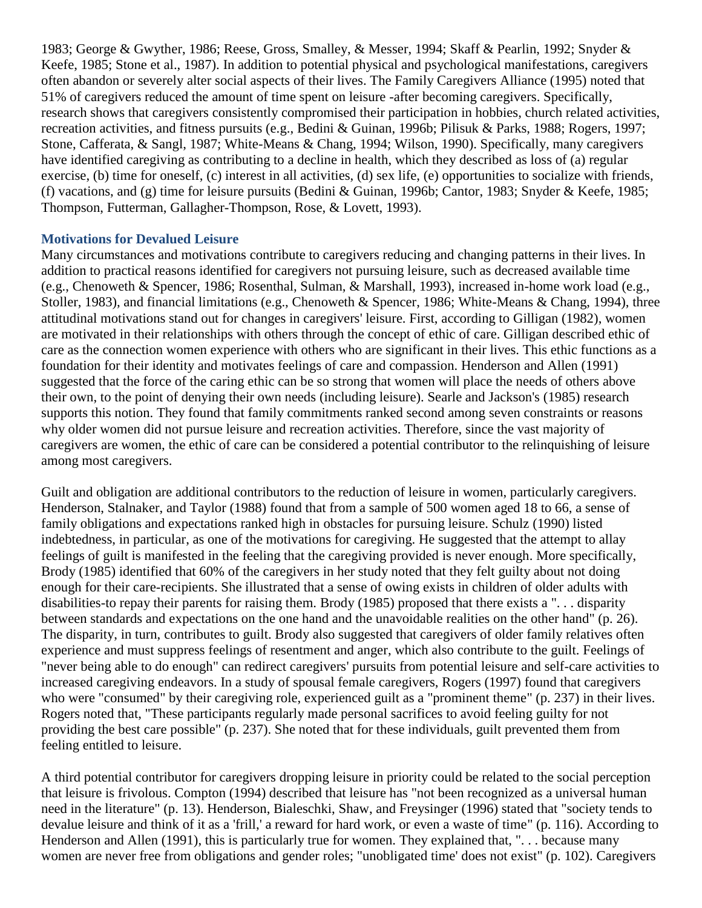1983; George & Gwyther, 1986; Reese, Gross, Smalley, & Messer, 1994; Skaff & Pearlin, 1992; Snyder & Keefe, 1985; Stone et al., 1987). In addition to potential physical and psychological manifestations, caregivers often abandon or severely alter social aspects of their lives. The Family Caregivers Alliance (1995) noted that 51% of caregivers reduced the amount of time spent on leisure -after becoming caregivers. Specifically, research shows that caregivers consistently compromised their participation in hobbies, church related activities, recreation activities, and fitness pursuits (e.g., Bedini & Guinan, 1996b; Pilisuk & Parks, 1988; Rogers, 1997; Stone, Cafferata, & Sangl, 1987; White-Means & Chang, 1994; Wilson, 1990). Specifically, many caregivers have identified caregiving as contributing to a decline in health, which they described as loss of (a) regular exercise, (b) time for oneself, (c) interest in all activities, (d) sex life, (e) opportunities to socialize with friends, (f) vacations, and (g) time for leisure pursuits (Bedini & Guinan, 1996b; Cantor, 1983; Snyder & Keefe, 1985; Thompson, Futterman, Gallagher-Thompson, Rose, & Lovett, 1993).

### Motivations for Devalued Leisure

Many circumstances and motivations contribute to caregivers reducing and changing patterns in their lives. In addition to practical reasons identified for caregivers not pursuing leisure, such as decreased available time (e.g., Chenoweth & Spencer, 1986; Rosenthal, Sulman, & Marshall, 1993), increased in-home work load (e.g., Stoller, 1983), and financial limitations (e.g., Chenoweth & Spencer, 1986; White-Means & Chang, 1994), three attitudinal motivations stand out for changes in caregivers' leisure. First, according to Gilligan (1982), women are motivated in their relationships with others through the concept of ethic of care. Gilligan described ethic of care as the connection women experience with others who are significant in their lives. This ethic functions as a foundation for their identity and motivates feelings of care and compassion. Henderson and Allen (1991) suggested that the force of the caring ethic can be so strong that women will place the needs of others above their own, to the point of denying their own needs (including leisure). Searle and Jackson's (1985) research supports this notion. They found that family commitments ranked second among seven constraints or reasons why older women did not pursue leisure and recreation activities. Therefore, since the vast majority of caregivers are women, the ethic of care can be considered a potential contributor to the relinquishing of leisure among most caregivers.

Guilt and obligation are additional contributors to the reduction of leisure in women, particularly caregivers. Henderson, Stalnaker, and Taylor (1988) found that from a sample of 500 women aged 18 to 66, a sense of family obligations and expectations ranked high in obstacles for pursuing leisure. Schulz (1990) listed indebtedness, in particular, as one of the motivations for caregiving. He suggested that the attempt to allay feelings of guilt is manifested in the feeling that the caregiving provided is never enough. More specifically, Brody (1985) identified that 60% of the caregivers in her study noted that they felt guilty about not doing enough for their care-recipients. She illustrated that a sense of owing exists in children of older adults with disabilities-to repay their parents for raising them. Brody (1985) proposed that there exists a ". . . disparity between standards and expectations on the one hand and the unavoidable realities on the other hand" (p. 26). The disparity, in turn, contributes to guilt. Brody also suggested that caregivers of older family relatives often experience and must suppress feelings of resentment and anger, which also contribute to the guilt. Feelings of "never being able to do enough" can redirect caregivers' pursuits from potential leisure and self-care activities to increased caregiving endeavors. In a study of spousal female caregivers, Rogers (1997) found that caregivers who were "consumed" by their caregiving role, experienced guilt as a "prominent theme" (p. 237) in their lives. Rogers noted that, "These participants regularly made personal sacrifices to avoid feeling guilty for not providing the best care possible" (p. 237). She noted that for these individuals, guilt prevented them from feeling entitled to leisure.

A third potential contributor for caregivers dropping leisure in priority could be related to the social perception that leisure is frivolous. Compton (1994) described that leisure has "not been recognized as a universal human need in the literature" (p. 13). Henderson, Bialeschki, Shaw, and Freysinger (1996) stated that "society tends to devalue leisure and think of it as a 'frill,' a reward for hard work, or even a waste of time" (p. 116). According to Henderson and Allen (1991), this is particularly true for women. They explained that, ". . . because many women are never free from obligations and gender roles; "unobligated time' does not exist" (p. 102). Caregivers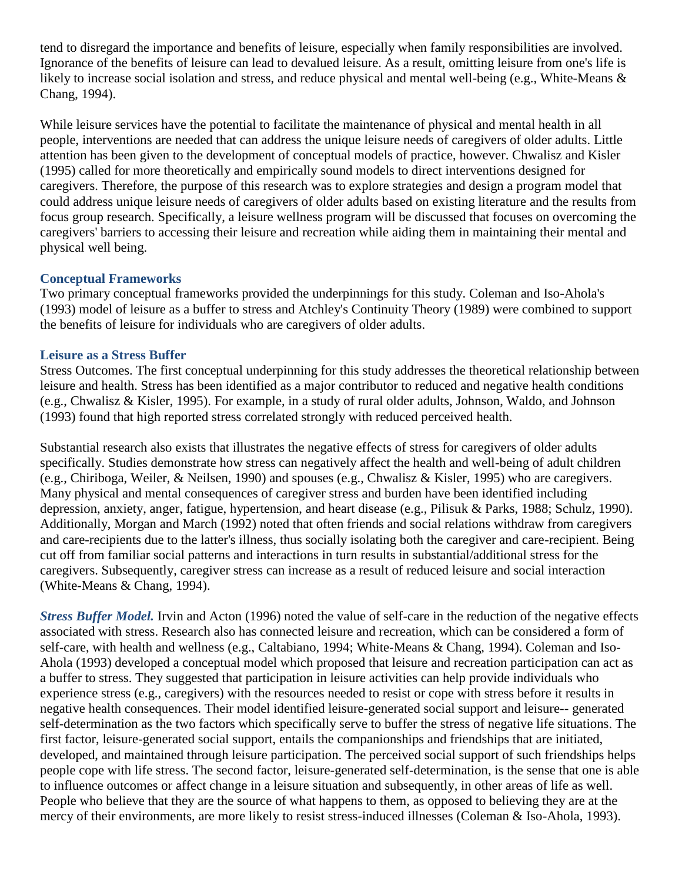tend to disregard the importance and benefits of leisure, especially when family responsibilities are involved. Ignorance of the benefits of leisure can lead to devalued leisure. As a result, omitting leisure from one's life is likely to increase social isolation and stress, and reduce physical and mental well-being (e.g., White-Means & Chang, 1994).

While leisure services have the potential to facilitate the maintenance of physical and mental health in all people, interventions are needed that can address the unique leisure needs of caregivers of older adults. Little attention has been given to the development of conceptual models of practice, however. Chwalisz and Kisler (1995) called for more theoretically and empirically sound models to direct interventions designed for caregivers. Therefore, the purpose of this research was to explore strategies and design a program model that could address unique leisure needs of caregivers of older adults based on existing literature and the results from focus group research. Specifically, a leisure wellness program will be discussed that focuses on overcoming the caregivers' barriers to accessing their leisure and recreation while aiding them in maintaining their mental and physical well being.

### Conceptual Frameworks

Two primary conceptual frameworks provided the underpinnings for this study. Coleman and Iso-Ahola's (1993) model of leisure as a buffer to stress and Atchley's Continuity Theory (1989) were combined to support the benefits of leisure for individuals who are caregivers of older adults.

### Leisure as a Stress Buffer

Stress Outcomes. The first conceptual underpinning for this study addresses the theoretical relationship between leisure and health. Stress has been identified as a major contributor to reduced and negative health conditions (e.g., Chwalisz & Kisler, 1995). For example, in a study of rural older adults, Johnson, Waldo, and Johnson (1993) found that high reported stress correlated strongly with reduced perceived health.

Substantial research also exists that illustrates the negative effects of stress for caregivers of older adults specifically. Studies demonstrate how stress can negatively affect the health and well-being of adult children (e.g., Chiriboga, Weiler, & Neilsen, 1990) and spouses (e.g., Chwalisz & Kisler, 1995) who are caregivers. Many physical and mental consequences of caregiver stress and burden have been identified including depression, anxiety, anger, fatigue, hypertension, and heart disease (e.g., Pilisuk & Parks, 1988; Schulz, 1990). Additionally, Morgan and March (1992) noted that often friends and social relations withdraw from caregivers and care-recipients due to the latter's illness, thus socially isolating both the caregiver and care-recipient. Being cut off from familiar social patterns and interactions in turn results in substantial/additional stress for the caregivers. Subsequently, caregiver stress can increase as a result of reduced leisure and social interaction (White-Means & Chang, 1994).

***Stress Buffer Model.*** Irvin and Acton (1996) noted the value of self-care in the reduction of the negative effects associated with stress. Research also has connected leisure and recreation, which can be considered a form of self-care, with health and wellness (e.g., Caltabiano, 1994; White-Means & Chang, 1994). Coleman and Iso-Ahola (1993) developed a conceptual model which proposed that leisure and recreation participation can act as a buffer to stress. They suggested that participation in leisure activities can help provide individuals who experience stress (e.g., caregivers) with the resources needed to resist or cope with stress before it results in negative health consequences. Their model identified leisure-generated social support and leisure-- generated self-determination as the two factors which specifically serve to buffer the stress of negative life situations. The first factor, leisure-generated social support, entails the companionships and friendships that are initiated, developed, and maintained through leisure participation. The perceived social support of such friendships helps people cope with life stress. The second factor, leisure-generated self-determination, is the sense that one is able to influence outcomes or affect change in a leisure situation and subsequently, in other areas of life as well. People who believe that they are the source of what happens to them, as opposed to believing they are at the mercy of their environments, are more likely to resist stress-induced illnesses (Coleman & Iso-Ahola, 1993).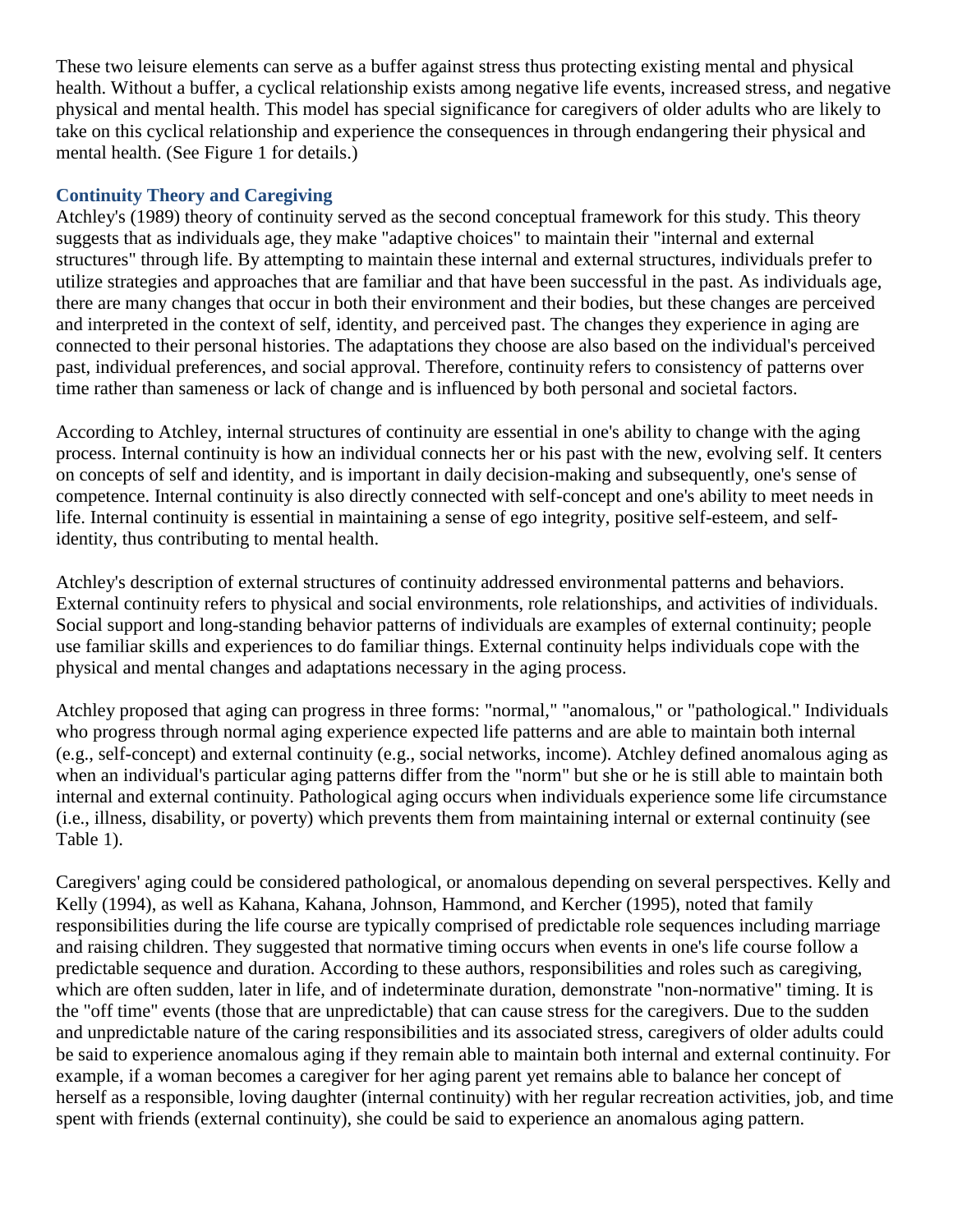These two leisure elements can serve as a buffer against stress thus protecting existing mental and physical health. Without a buffer, a cyclical relationship exists among negative life events, increased stress, and negative physical and mental health. This model has special significance for caregivers of older adults who are likely to take on this cyclical relationship and experience the consequences in through endangering their physical and mental health. (See Figure 1 for details.)

### Continuity Theory and Caregiving

Atchley's (1989) theory of continuity served as the second conceptual framework for this study. This theory suggests that as individuals age, they make "adaptive choices" to maintain their "internal and external structures" through life. By attempting to maintain these internal and external structures, individuals prefer to utilize strategies and approaches that are familiar and that have been successful in the past. As individuals age, there are many changes that occur in both their environment and their bodies, but these changes are perceived and interpreted in the context of self, identity, and perceived past. The changes they experience in aging are connected to their personal histories. The adaptations they choose are also based on the individual's perceived past, individual preferences, and social approval. Therefore, continuity refers to consistency of patterns over time rather than sameness or lack of change and is influenced by both personal and societal factors.

According to Atchley, internal structures of continuity are essential in one's ability to change with the aging process. Internal continuity is how an individual connects her or his past with the new, evolving self. It centers on concepts of self and identity, and is important in daily decision-making and subsequently, one's sense of competence. Internal continuity is also directly connected with self-concept and one's ability to meet needs in life. Internal continuity is essential in maintaining a sense of ego integrity, positive self-esteem, and self-identity, thus contributing to mental health.

Atchley's description of external structures of continuity addressed environmental patterns and behaviors. External continuity refers to physical and social environments, role relationships, and activities of individuals. Social support and long-standing behavior patterns of individuals are examples of external continuity; people use familiar skills and experiences to do familiar things. External continuity helps individuals cope with the physical and mental changes and adaptations necessary in the aging process.

Atchley proposed that aging can progress in three forms: "normal," "anomalous," or "pathological." Individuals who progress through normal aging experience expected life patterns and are able to maintain both internal (e.g., self-concept) and external continuity (e.g., social networks, income). Atchley defined anomalous aging as when an individual's particular aging patterns differ from the "norm" but she or he is still able to maintain both internal and external continuity. Pathological aging occurs when individuals experience some life circumstance (i.e., illness, disability, or poverty) which prevents them from maintaining internal or external continuity (see Table 1).

Caregivers' aging could be considered pathological, or anomalous depending on several perspectives. Kelly and Kelly (1994), as well as Kahana, Kahana, Johnson, Hammond, and Kercher (1995), noted that family responsibilities during the life course are typically comprised of predictable role sequences including marriage and raising children. They suggested that normative timing occurs when events in one's life course follow a predictable sequence and duration. According to these authors, responsibilities and roles such as caregiving, which are often sudden, later in life, and of indeterminate duration, demonstrate "non-normative" timing. It is the "off time" events (those that are unpredictable) that can cause stress for the caregivers. Due to the sudden and unpredictable nature of the caring responsibilities and its associated stress, caregivers of older adults could be said to experience anomalous aging if they remain able to maintain both internal and external continuity. For example, if a woman becomes a caregiver for her aging parent yet remains able to balance her concept of herself as a responsible, loving daughter (internal continuity) with her regular recreation activities, job, and time spent with friends (external continuity), she could be said to experience an anomalous aging pattern.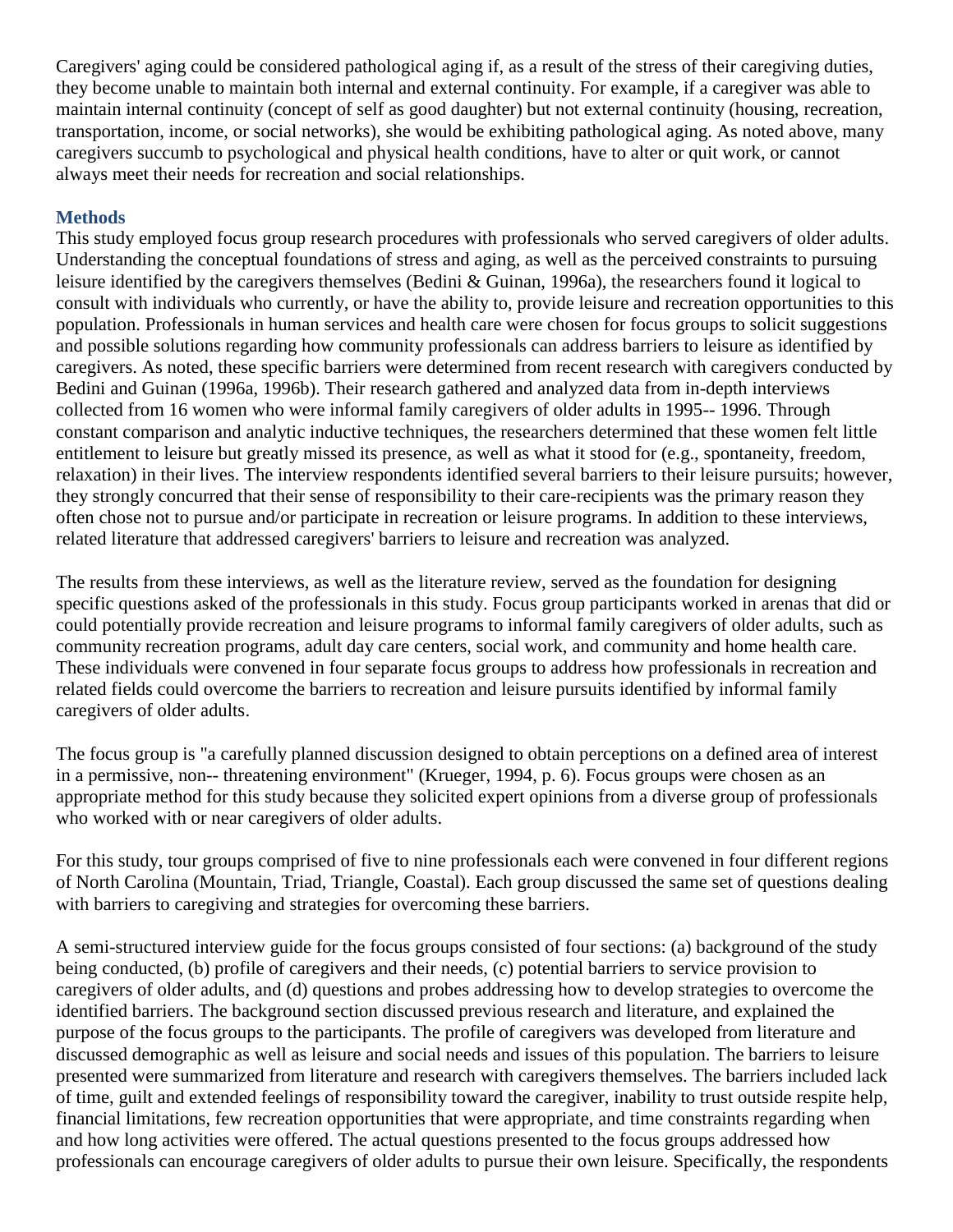Caregivers' aging could be considered pathological aging if, as a result of the stress of their caregiving duties, they become unable to maintain both internal and external continuity. For example, if a caregiver was able to maintain internal continuity (concept of self as good daughter) but not external continuity (housing, recreation, transportation, income, or social networks), she would be exhibiting pathological aging. As noted above, many caregivers succumb to psychological and physical health conditions, have to alter or quit work, or cannot always meet their needs for recreation and social relationships.

## Methods

This study employed focus group research procedures with professionals who served caregivers of older adults. Understanding the conceptual foundations of stress and aging, as well as the perceived constraints to pursuing leisure identified by the caregivers themselves (Bedini & Guinan, 1996a), the researchers found it logical to consult with individuals who currently, or have the ability to, provide leisure and recreation opportunities to this population. Professionals in human services and health care were chosen for focus groups to solicit suggestions and possible solutions regarding how community professionals can address barriers to leisure as identified by caregivers. As noted, these specific barriers were determined from recent research with caregivers conducted by Bedini and Guinan (1996a, 1996b). Their research gathered and analyzed data from in-depth interviews collected from 16 women who were informal family caregivers of older adults in 1995-- 1996. Through constant comparison and analytic inductive techniques, the researchers determined that these women felt little entitlement to leisure but greatly missed its presence, as well as what it stood for (e.g., spontaneity, freedom, relaxation) in their lives. The interview respondents identified several barriers to their leisure pursuits; however, they strongly concurred that their sense of responsibility to their care-recipients was the primary reason they often chose not to pursue and/or participate in recreation or leisure programs. In addition to these interviews, related literature that addressed caregivers' barriers to leisure and recreation was analyzed.

The results from these interviews, as well as the literature review, served as the foundation for designing specific questions asked of the professionals in this study. Focus group participants worked in arenas that did or could potentially provide recreation and leisure programs to informal family caregivers of older adults, such as community recreation programs, adult day care centers, social work, and community and home health care. These individuals were convened in four separate focus groups to address how professionals in recreation and related fields could overcome the barriers to recreation and leisure pursuits identified by informal family caregivers of older adults.

The focus group is "a carefully planned discussion designed to obtain perceptions on a defined area of interest in a permissive, non-- threatening environment" (Krueger, 1994, p. 6). Focus groups were chosen as an appropriate method for this study because they solicited expert opinions from a diverse group of professionals who worked with or near caregivers of older adults.

For this study, tour groups comprised of five to nine professionals each were convened in four different regions of North Carolina (Mountain, Triad, Triangle, Coastal). Each group discussed the same set of questions dealing with barriers to caregiving and strategies for overcoming these barriers.

A semi-structured interview guide for the focus groups consisted of four sections: (a) background of the study being conducted, (b) profile of caregivers and their needs, (c) potential barriers to service provision to caregivers of older adults, and (d) questions and probes addressing how to develop strategies to overcome the identified barriers. The background section discussed previous research and literature, and explained the purpose of the focus groups to the participants. The profile of caregivers was developed from literature and discussed demographic as well as leisure and social needs and issues of this population. The barriers to leisure presented were summarized from literature and research with caregivers themselves. The barriers included lack of time, guilt and extended feelings of responsibility toward the caregiver, inability to trust outside respite help, financial limitations, few recreation opportunities that were appropriate, and time constraints regarding when and how long activities were offered. The actual questions presented to the focus groups addressed how professionals can encourage caregivers of older adults to pursue their own leisure. Specifically, the respondents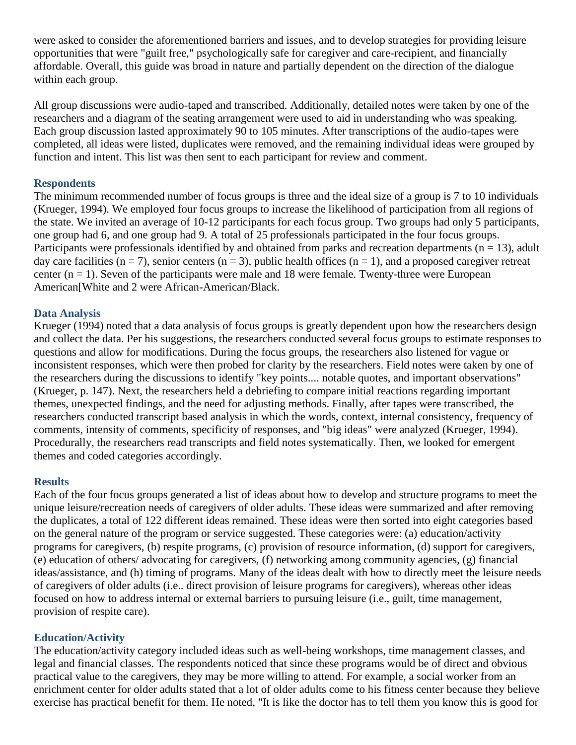were asked to consider the aforementioned barriers and issues, and to develop strategies for providing leisure opportunities that were "guilt free," psychologically safe for caregiver and care-recipient, and financially affordable. Overall, this guide was broad in nature and partially dependent on the direction of the dialogue within each group.

All group discussions were audio-taped and transcribed. Additionally, detailed notes were taken by one of the researchers and a diagram of the seating arrangement were used to aid in understanding who was speaking. Each group discussion lasted approximately 90 to 105 minutes. After transcriptions of the audio-tapes were completed, all ideas were listed, duplicates were removed, and the remaining individual ideas were grouped by function and intent. This list was then sent to each participant for review and comment.

### Respondents

The minimum recommended number of focus groups is three and the ideal size of a group is 7 to 10 individuals (Krueger, 1994). We employed four focus groups to increase the likelihood of participation from all regions of the state. We invited an average of 10-12 participants for each focus group. Two groups had only 5 participants, one group had 6, and one group had 9. A total of 25 professionals participated in the four focus groups. Participants were professionals identified by and obtained from parks and recreation departments (n = 13), adult day care facilities (n = 7), senior centers (n = 3), public health offices (n = 1), and a proposed caregiver retreat center (n = 1). Seven of the participants were male and 18 were female. Twenty-three were European American[White and 2 were African-American/Black.

### Data Analysis

Krueger (1994) noted that a data analysis of focus groups is greatly dependent upon how the researchers design and collect the data. Per his suggestions, the researchers conducted several focus groups to estimate responses to questions and allow for modifications. During the focus groups, the researchers also listened for vague or inconsistent responses, which were then probed for clarity by the researchers. Field notes were taken by one of the researchers during the discussions to identify "key points.... notable quotes, and important observations" (Krueger, p. 147). Next, the researchers held a debriefing to compare initial reactions regarding important themes, unexpected findings, and the need for adjusting methods. Finally, after tapes were transcribed, the researchers conducted transcript based analysis in which the words, context, internal consistency, frequency of comments, intensity of comments, specificity of responses, and "big ideas" were analyzed (Krueger, 1994). Procedurally, the researchers read transcripts and field notes systematically. Then, we looked for emergent themes and coded categories accordingly.

### Results

Each of the four focus groups generated a list of ideas about how to develop and structure programs to meet the unique leisure/recreation needs of caregivers of older adults. These ideas were summarized and after removing the duplicates, a total of 122 different ideas remained. These ideas were then sorted into eight categories based on the general nature of the program or service suggested. These categories were: (a) education/activity programs for caregivers, (b) respite programs, (c) provision of resource information, (d) support for caregivers, (e) education of others/ advocating for caregivers, (f) networking among community agencies, (g) financial ideas/assistance, and (h) timing of programs. Many of the ideas dealt with how to directly meet the leisure needs of caregivers of older adults (i.e.. direct provision of leisure programs for caregivers), whereas other ideas focused on how to address internal or external barriers to pursuing leisure (i.e., guilt, time management, provision of respite care).

### Education/Activity

The education/activity category included ideas such as well-being workshops, time management classes, and legal and financial classes. The respondents noticed that since these programs would be of direct and obvious practical value to the caregivers, they may be more willing to attend. For example, a social worker from an enrichment center for older adults stated that a lot of older adults come to his fitness center because they believe exercise has practical benefit for them. He noted, "It is like the doctor has to tell them you know this is good for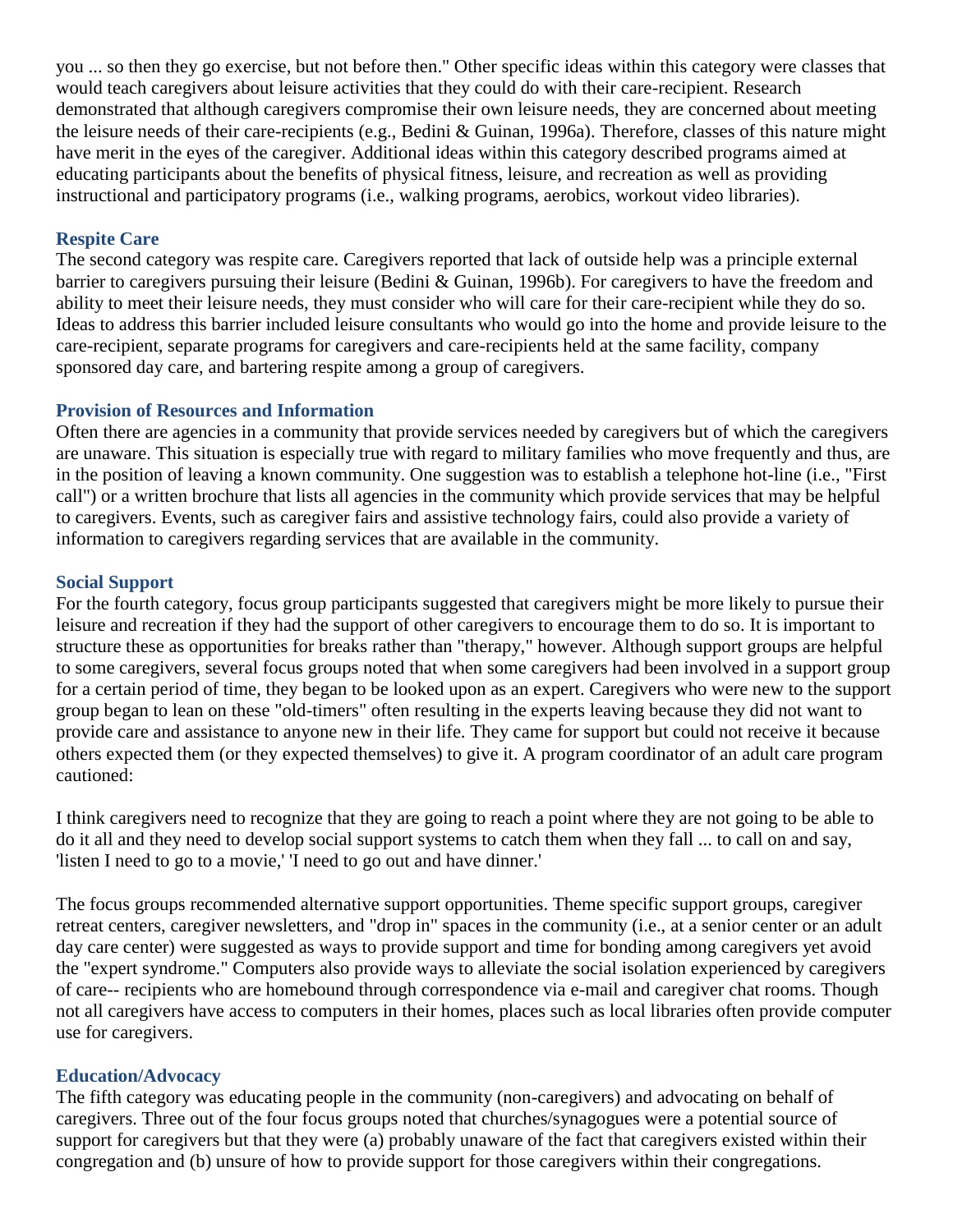you ... so then they go exercise, but not before then." Other specific ideas within this category were classes that would teach caregivers about leisure activities that they could do with their care-recipient. Research demonstrated that although caregivers compromise their own leisure needs, they are concerned about meeting the leisure needs of their care-recipients (e.g., Bedini & Guinan, 1996a). Therefore, classes of this nature might have merit in the eyes of the caregiver. Additional ideas within this category described programs aimed at educating participants about the benefits of physical fitness, leisure, and recreation as well as providing instructional and participatory programs (i.e., walking programs, aerobics, workout video libraries).

### Respite Care

The second category was respite care. Caregivers reported that lack of outside help was a principle external barrier to caregivers pursuing their leisure (Bedini & Guinan, 1996b). For caregivers to have the freedom and ability to meet their leisure needs, they must consider who will care for their care-recipient while they do so. Ideas to address this barrier included leisure consultants who would go into the home and provide leisure to the care-recipient, separate programs for caregivers and care-recipients held at the same facility, company sponsored day care, and bartering respite among a group of caregivers.

### Provision of Resources and Information

Often there are agencies in a community that provide services needed by caregivers but of which the caregivers are unaware. This situation is especially true with regard to military families who move frequently and thus, are in the position of leaving a known community. One suggestion was to establish a telephone hot-line (i.e., "First call") or a written brochure that lists all agencies in the community which provide services that may be helpful to caregivers. Events, such as caregiver fairs and assistive technology fairs, could also provide a variety of information to caregivers regarding services that are available in the community.

### Social Support

For the fourth category, focus group participants suggested that caregivers might be more likely to pursue their leisure and recreation if they had the support of other caregivers to encourage them to do so. It is important to structure these as opportunities for breaks rather than "therapy," however. Although support groups are helpful to some caregivers, several focus groups noted that when some caregivers had been involved in a support group for a certain period of time, they began to be looked upon as an expert. Caregivers who were new to the support group began to lean on these "old-timers" often resulting in the experts leaving because they did not want to provide care and assistance to anyone new in their life. They came for support but could not receive it because others expected them (or they expected themselves) to give it. A program coordinator of an adult care program cautioned:

I think caregivers need to recognize that they are going to reach a point where they are not going to be able to do it all and they need to develop social support systems to catch them when they fall ... to call on and say, 'listen I need to go to a movie,' 'I need to go out and have dinner.'

The focus groups recommended alternative support opportunities. Theme specific support groups, caregiver retreat centers, caregiver newsletters, and "drop in" spaces in the community (i.e., at a senior center or an adult day care center) were suggested as ways to provide support and time for bonding among caregivers yet avoid the "expert syndrome." Computers also provide ways to alleviate the social isolation experienced by caregivers of care-- recipients who are homebound through correspondence via e-mail and caregiver chat rooms. Though not all caregivers have access to computers in their homes, places such as local libraries often provide computer use for caregivers.

### Education/Advocacy

The fifth category was educating people in the community (non-caregivers) and advocating on behalf of caregivers. Three out of the four focus groups noted that churches/synagogues were a potential source of support for caregivers but that they were (a) probably unaware of the fact that caregivers existed within their congregation and (b) unsure of how to provide support for those caregivers within their congregations.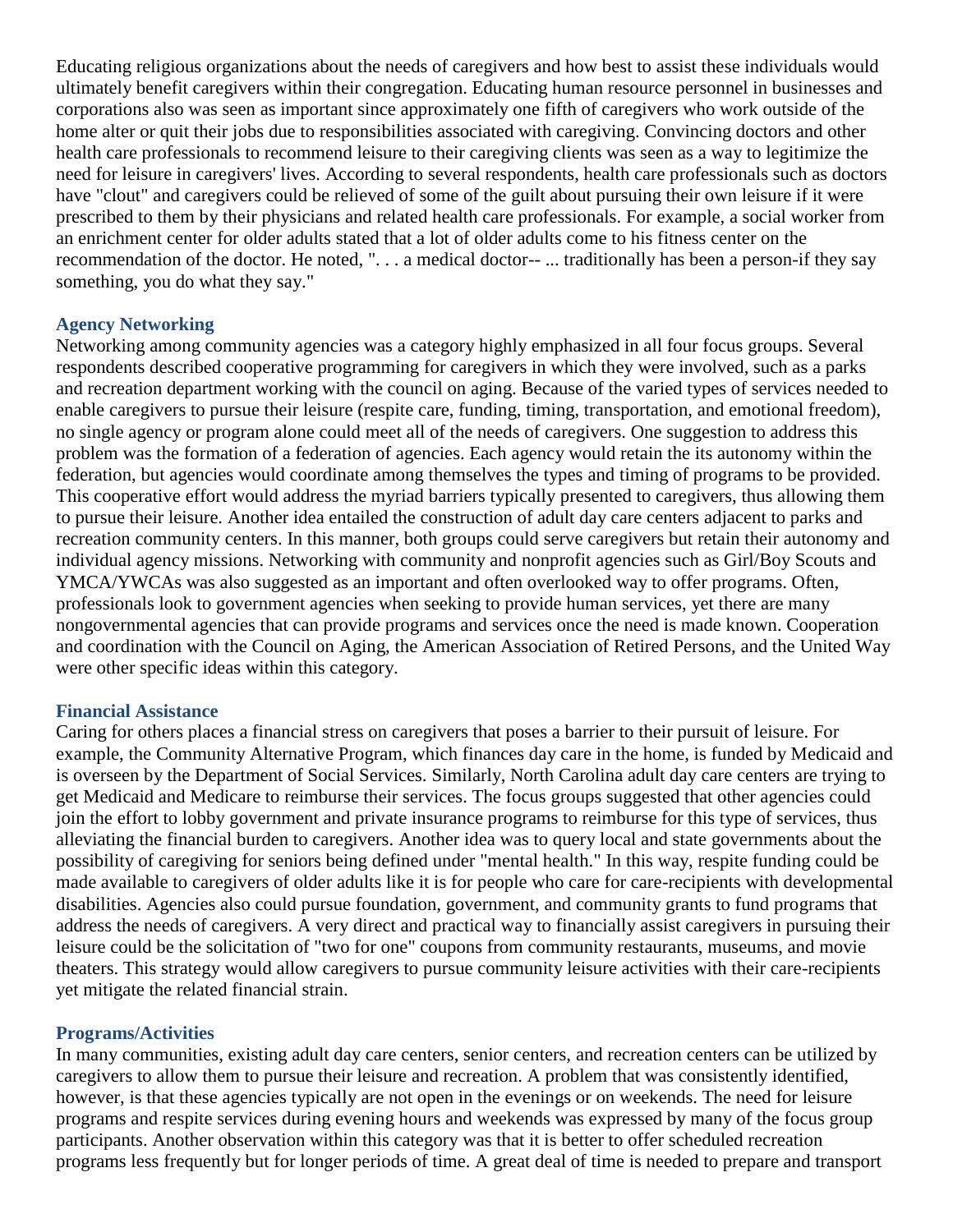Educating religious organizations about the needs of caregivers and how best to assist these individuals would ultimately benefit caregivers within their congregation. Educating human resource personnel in businesses and corporations also was seen as important since approximately one fifth of caregivers who work outside of the home alter or quit their jobs due to responsibilities associated with caregiving. Convincing doctors and other health care professionals to recommend leisure to their caregiving clients was seen as a way to legitimize the need for leisure in caregivers' lives. According to several respondents, health care professionals such as doctors have "clout" and caregivers could be relieved of some of the guilt about pursuing their own leisure if it were prescribed to them by their physicians and related health care professionals. For example, a social worker from an enrichment center for older adults stated that a lot of older adults come to his fitness center on the recommendation of the doctor. He noted, ". . . a medical doctor-- ... traditionally has been a person-if they say something, you do what they say."

### Agency Networking

Networking among community agencies was a category highly emphasized in all four focus groups. Several respondents described cooperative programming for caregivers in which they were involved, such as a parks and recreation department working with the council on aging. Because of the varied types of services needed to enable caregivers to pursue their leisure (respite care, funding, timing, transportation, and emotional freedom), no single agency or program alone could meet all of the needs of caregivers. One suggestion to address this problem was the formation of a federation of agencies. Each agency would retain the its autonomy within the federation, but agencies would coordinate among themselves the types and timing of programs to be provided. This cooperative effort would address the myriad barriers typically presented to caregivers, thus allowing them to pursue their leisure. Another idea entailed the construction of adult day care centers adjacent to parks and recreation community centers. In this manner, both groups could serve caregivers but retain their autonomy and individual agency missions. Networking with community and nonprofit agencies such as Girl/Boy Scouts and YMCA/YWCAs was also suggested as an important and often overlooked way to offer programs. Often, professionals look to government agencies when seeking to provide human services, yet there are many nongovernmental agencies that can provide programs and services once the need is made known. Cooperation and coordination with the Council on Aging, the American Association of Retired Persons, and the United Way were other specific ideas within this category.

### Financial Assistance

Caring for others places a financial stress on caregivers that poses a barrier to their pursuit of leisure. For example, the Community Alternative Program, which finances day care in the home, is funded by Medicaid and is overseen by the Department of Social Services. Similarly, North Carolina adult day care centers are trying to get Medicaid and Medicare to reimburse their services. The focus groups suggested that other agencies could join the effort to lobby government and private insurance programs to reimburse for this type of services, thus alleviating the financial burden to caregivers. Another idea was to query local and state governments about the possibility of caregiving for seniors being defined under "mental health." In this way, respite funding could be made available to caregivers of older adults like it is for people who care for care-recipients with developmental disabilities. Agencies also could pursue foundation, government, and community grants to fund programs that address the needs of caregivers. A very direct and practical way to financially assist caregivers in pursuing their leisure could be the solicitation of "two for one" coupons from community restaurants, museums, and movie theaters. This strategy would allow caregivers to pursue community leisure activities with their care-recipients yet mitigate the related financial strain.

### Programs/Activities

In many communities, existing adult day care centers, senior centers, and recreation centers can be utilized by caregivers to allow them to pursue their leisure and recreation. A problem that was consistently identified, however, is that these agencies typically are not open in the evenings or on weekends. The need for leisure programs and respite services during evening hours and weekends was expressed by many of the focus group participants. Another observation within this category was that it is better to offer scheduled recreation programs less frequently but for longer periods of time. A great deal of time is needed to prepare and transport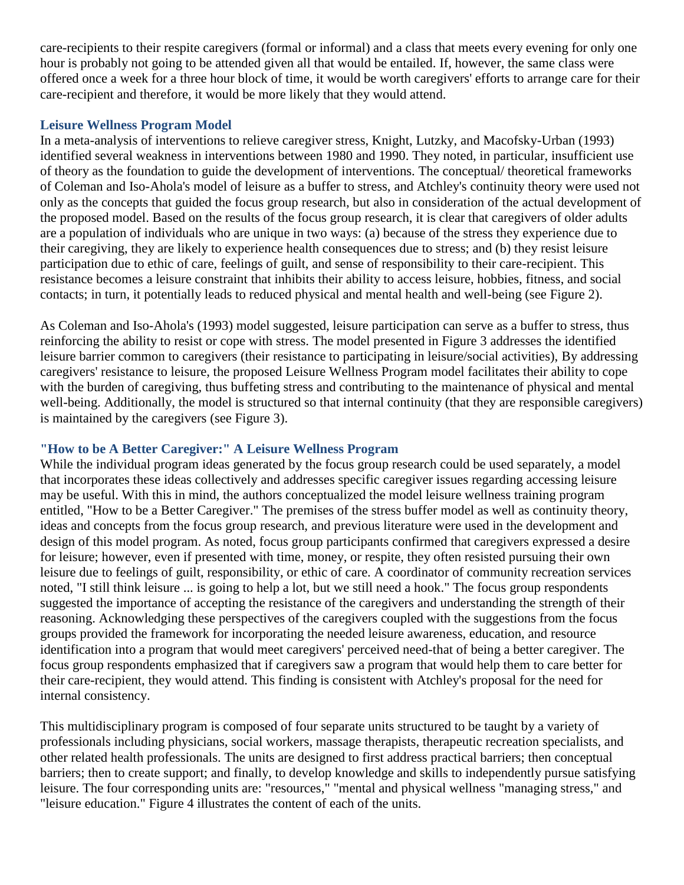care-recipients to their respite caregivers (formal or informal) and a class that meets every evening for only one hour is probably not going to be attended given all that would be entailed. If, however, the same class were offered once a week for a three hour block of time, it would be worth caregivers' efforts to arrange care for their care-recipient and therefore, it would be more likely that they would attend.

### Leisure Wellness Program Model

In a meta-analysis of interventions to relieve caregiver stress, Knight, Lutzky, and Macofsky-Urban (1993) identified several weakness in interventions between 1980 and 1990. They noted, in particular, insufficient use of theory as the foundation to guide the development of interventions. The conceptual/ theoretical frameworks of Coleman and Iso-Ahola's model of leisure as a buffer to stress, and Atchley's continuity theory were used not only as the concepts that guided the focus group research, but also in consideration of the actual development of the proposed model. Based on the results of the focus group research, it is clear that caregivers of older adults are a population of individuals who are unique in two ways: (a) because of the stress they experience due to their caregiving, they are likely to experience health consequences due to stress; and (b) they resist leisure participation due to ethic of care, feelings of guilt, and sense of responsibility to their care-recipient. This resistance becomes a leisure constraint that inhibits their ability to access leisure, hobbies, fitness, and social contacts; in turn, it potentially leads to reduced physical and mental health and well-being (see Figure 2).

As Coleman and Iso-Ahola's (1993) model suggested, leisure participation can serve as a buffer to stress, thus reinforcing the ability to resist or cope with stress. The model presented in Figure 3 addresses the identified leisure barrier common to caregivers (their resistance to participating in leisure/social activities), By addressing caregivers' resistance to leisure, the proposed Leisure Wellness Program model facilitates their ability to cope with the burden of caregiving, thus buffeting stress and contributing to the maintenance of physical and mental well-being. Additionally, the model is structured so that internal continuity (that they are responsible caregivers) is maintained by the caregivers (see Figure 3).

### "How to be A Better Caregiver:" A Leisure Wellness Program

While the individual program ideas generated by the focus group research could be used separately, a model that incorporates these ideas collectively and addresses specific caregiver issues regarding accessing leisure may be useful. With this in mind, the authors conceptualized the model leisure wellness training program entitled, "How to be a Better Caregiver." The premises of the stress buffer model as well as continuity theory, ideas and concepts from the focus group research, and previous literature were used in the development and design of this model program. As noted, focus group participants confirmed that caregivers expressed a desire for leisure; however, even if presented with time, money, or respite, they often resisted pursuing their own leisure due to feelings of guilt, responsibility, or ethic of care. A coordinator of community recreation services noted, "I still think leisure ... is going to help a lot, but we still need a hook." The focus group respondents suggested the importance of accepting the resistance of the caregivers and understanding the strength of their reasoning. Acknowledging these perspectives of the caregivers coupled with the suggestions from the focus groups provided the framework for incorporating the needed leisure awareness, education, and resource identification into a program that would meet caregivers' perceived need-that of being a better caregiver. The focus group respondents emphasized that if caregivers saw a program that would help them to care better for their care-recipient, they would attend. This finding is consistent with Atchley's proposal for the need for internal consistency.

This multidisciplinary program is composed of four separate units structured to be taught by a variety of professionals including physicians, social workers, massage therapists, therapeutic recreation specialists, and other related health professionals. The units are designed to first address practical barriers; then conceptual barriers; then to create support; and finally, to develop knowledge and skills to independently pursue satisfying leisure. The four corresponding units are: "resources," "mental and physical wellness "managing stress," and "leisure education." Figure 4 illustrates the content of each of the units.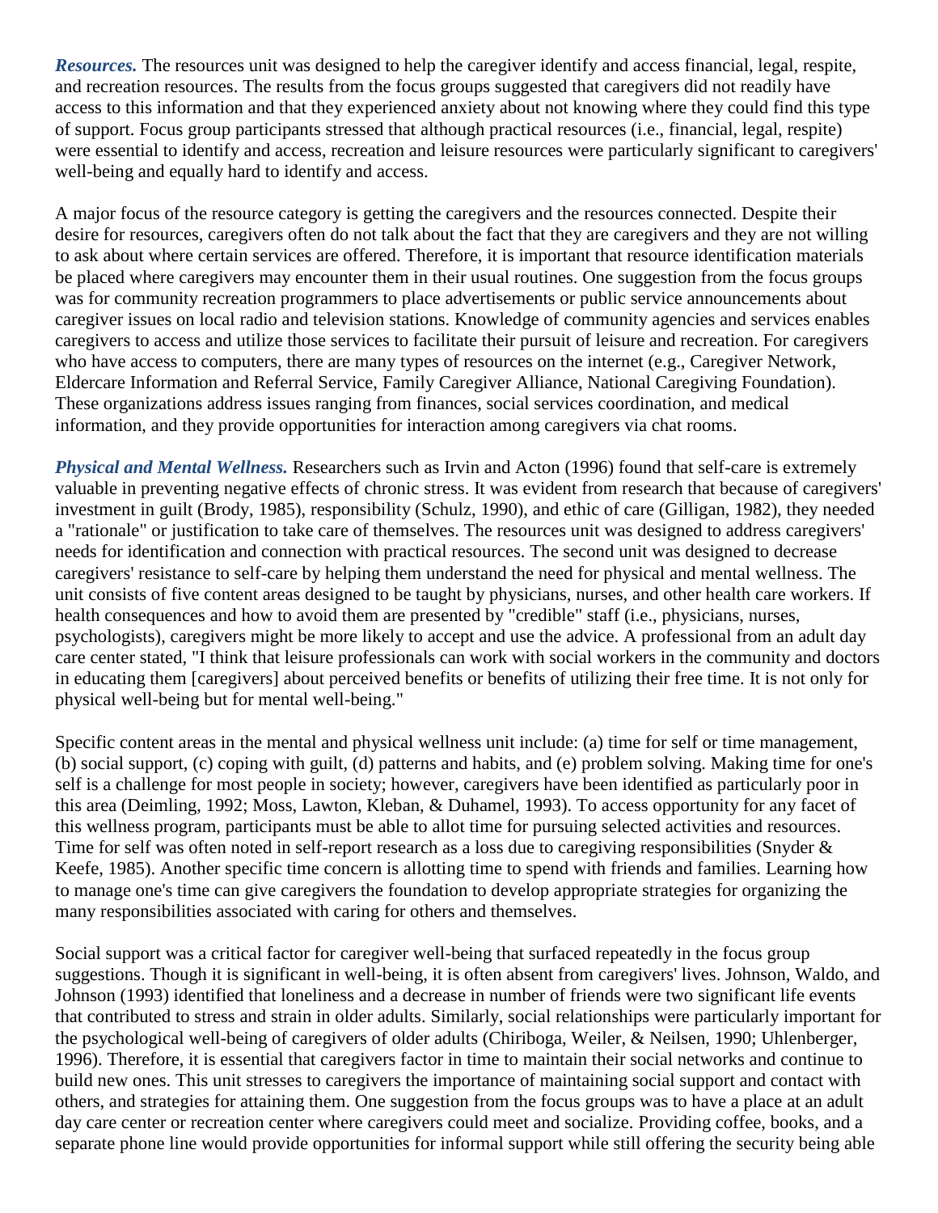***Resources.*** The resources unit was designed to help the caregiver identify and access financial, legal, respite, and recreation resources. The results from the focus groups suggested that caregivers did not readily have access to this information and that they experienced anxiety about not knowing where they could find this type of support. Focus group participants stressed that although practical resources (i.e., financial, legal, respite) were essential to identify and access, recreation and leisure resources were particularly significant to caregivers' well-being and equally hard to identify and access.

A major focus of the resource category is getting the caregivers and the resources connected. Despite their desire for resources, caregivers often do not talk about the fact that they are caregivers and they are not willing to ask about where certain services are offered. Therefore, it is important that resource identification materials be placed where caregivers may encounter them in their usual routines. One suggestion from the focus groups was for community recreation programmers to place advertisements or public service announcements about caregiver issues on local radio and television stations. Knowledge of community agencies and services enables caregivers to access and utilize those services to facilitate their pursuit of leisure and recreation. For caregivers who have access to computers, there are many types of resources on the internet (e.g., Caregiver Network, Eldercare Information and Referral Service, Family Caregiver Alliance, National Caregiving Foundation). These organizations address issues ranging from finances, social services coordination, and medical information, and they provide opportunities for interaction among caregivers via chat rooms.

***Physical and Mental Wellness.*** Researchers such as Irvin and Acton (1996) found that self-care is extremely valuable in preventing negative effects of chronic stress. It was evident from research that because of caregivers' investment in guilt (Brody, 1985), responsibility (Schulz, 1990), and ethic of care (Gilligan, 1982), they needed a "rationale" or justification to take care of themselves. The resources unit was designed to address caregivers' needs for identification and connection with practical resources. The second unit was designed to decrease caregivers' resistance to self-care by helping them understand the need for physical and mental wellness. The unit consists of five content areas designed to be taught by physicians, nurses, and other health care workers. If health consequences and how to avoid them are presented by "credible" staff (i.e., physicians, nurses, psychologists), caregivers might be more likely to accept and use the advice. A professional from an adult day care center stated, "I think that leisure professionals can work with social workers in the community and doctors in educating them [caregivers] about perceived benefits or benefits of utilizing their free time. It is not only for physical well-being but for mental well-being."

Specific content areas in the mental and physical wellness unit include: (a) time for self or time management, (b) social support, (c) coping with guilt, (d) patterns and habits, and (e) problem solving. Making time for one's self is a challenge for most people in society; however, caregivers have been identified as particularly poor in this area (Deimling, 1992; Moss, Lawton, Kleban, & Duhamel, 1993). To access opportunity for any facet of this wellness program, participants must be able to allot time for pursuing selected activities and resources. Time for self was often noted in self-report research as a loss due to caregiving responsibilities (Snyder & Keefe, 1985). Another specific time concern is allotting time to spend with friends and families. Learning how to manage one's time can give caregivers the foundation to develop appropriate strategies for organizing the many responsibilities associated with caring for others and themselves.

Social support was a critical factor for caregiver well-being that surfaced repeatedly in the focus group suggestions. Though it is significant in well-being, it is often absent from caregivers' lives. Johnson, Waldo, and Johnson (1993) identified that loneliness and a decrease in number of friends were two significant life events that contributed to stress and strain in older adults. Similarly, social relationships were particularly important for the psychological well-being of caregivers of older adults (Chiriboga, Weiler, & Neilsen, 1990; Uhlenberger, 1996). Therefore, it is essential that caregivers factor in time to maintain their social networks and continue to build new ones. This unit stresses to caregivers the importance of maintaining social support and contact with others, and strategies for attaining them. One suggestion from the focus groups was to have a place at an adult day care center or recreation center where caregivers could meet and socialize. Providing coffee, books, and a separate phone line would provide opportunities for informal support while still offering the security being able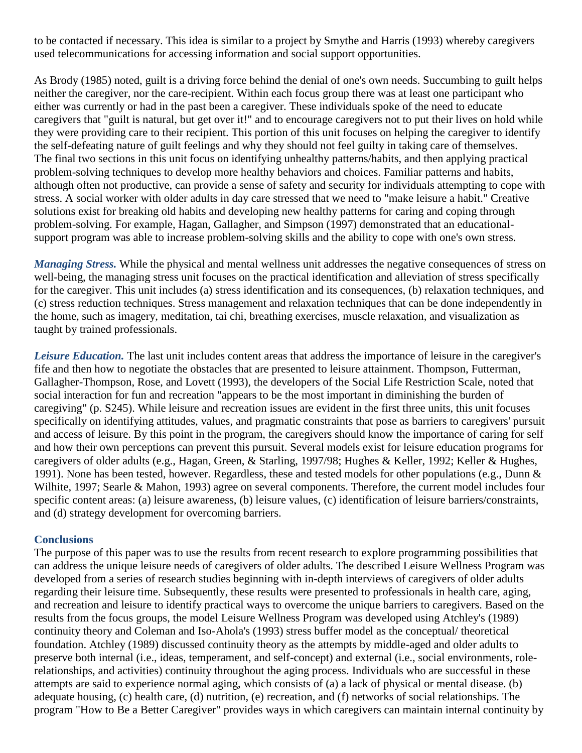to be contacted if necessary. This idea is similar to a project by Smythe and Harris (1993) whereby caregivers used telecommunications for accessing information and social support opportunities.

As Brody (1985) noted, guilt is a driving force behind the denial of one's own needs. Succumbing to guilt helps neither the caregiver, nor the care-recipient. Within each focus group there was at least one participant who either was currently or had in the past been a caregiver. These individuals spoke of the need to educate caregivers that "guilt is natural, but get over it!" and to encourage caregivers not to put their lives on hold while they were providing care to their recipient. This portion of this unit focuses on helping the caregiver to identify the self-defeating nature of guilt feelings and why they should not feel guilty in taking care of themselves. The final two sections in this unit focus on identifying unhealthy patterns/habits, and then applying practical problem-solving techniques to develop more healthy behaviors and choices. Familiar patterns and habits, although often not productive, can provide a sense of safety and security for individuals attempting to cope with stress. A social worker with older adults in day care stressed that we need to "make leisure a habit." Creative solutions exist for breaking old habits and developing new healthy patterns for caring and coping through problem-solving. For example, Hagan, Gallagher, and Simpson (1997) demonstrated that an educational-support program was able to increase problem-solving skills and the ability to cope with one's own stress.

***Managing Stress.*** While the physical and mental wellness unit addresses the negative consequences of stress on well-being, the managing stress unit focuses on the practical identification and alleviation of stress specifically for the caregiver. This unit includes (a) stress identification and its consequences, (b) relaxation techniques, and (c) stress reduction techniques. Stress management and relaxation techniques that can be done independently in the home, such as imagery, meditation, tai chi, breathing exercises, muscle relaxation, and visualization as taught by trained professionals.

***Leisure Education.*** The last unit includes content areas that address the importance of leisure in the caregiver's fife and then how to negotiate the obstacles that are presented to leisure attainment. Thompson, Futterman, Gallagher-Thompson, Rose, and Lovett (1993), the developers of the Social Life Restriction Scale, noted that social interaction for fun and recreation "appears to be the most important in diminishing the burden of caregiving" (p. S245). While leisure and recreation issues are evident in the first three units, this unit focuses specifically on identifying attitudes, values, and pragmatic constraints that pose as barriers to caregivers' pursuit and access of leisure. By this point in the program, the caregivers should know the importance of caring for self and how their own perceptions can prevent this pursuit. Several models exist for leisure education programs for caregivers of older adults (e.g., Hagan, Green, & Starling, 1997/98; Hughes & Keller, 1992; Keller & Hughes, 1991). None has been tested, however. Regardless, these and tested models for other populations (e.g., Dunn & Wilhite, 1997; Searle & Mahon, 1993) agree on several components. Therefore, the current model includes four specific content areas: (a) leisure awareness, (b) leisure values, (c) identification of leisure barriers/constraints, and (d) strategy development for overcoming barriers.

## Conclusions

The purpose of this paper was to use the results from recent research to explore programming possibilities that can address the unique leisure needs of caregivers of older adults. The described Leisure Wellness Program was developed from a series of research studies beginning with in-depth interviews of caregivers of older adults regarding their leisure time. Subsequently, these results were presented to professionals in health care, aging, and recreation and leisure to identify practical ways to overcome the unique barriers to caregivers. Based on the results from the focus groups, the model Leisure Wellness Program was developed using Atchley's (1989) continuity theory and Coleman and Iso-Ahola's (1993) stress buffer model as the conceptual/ theoretical foundation. Atchley (1989) discussed continuity theory as the attempts by middle-aged and older adults to preserve both internal (i.e., ideas, temperament, and self-concept) and external (i.e., social environments, role-relationships, and activities) continuity throughout the aging process. Individuals who are successful in these attempts are said to experience normal aging, which consists of (a) a lack of physical or mental disease. (b) adequate housing, (c) health care, (d) nutrition, (e) recreation, and (f) networks of social relationships. The program "How to Be a Better Caregiver" provides ways in which caregivers can maintain internal continuity by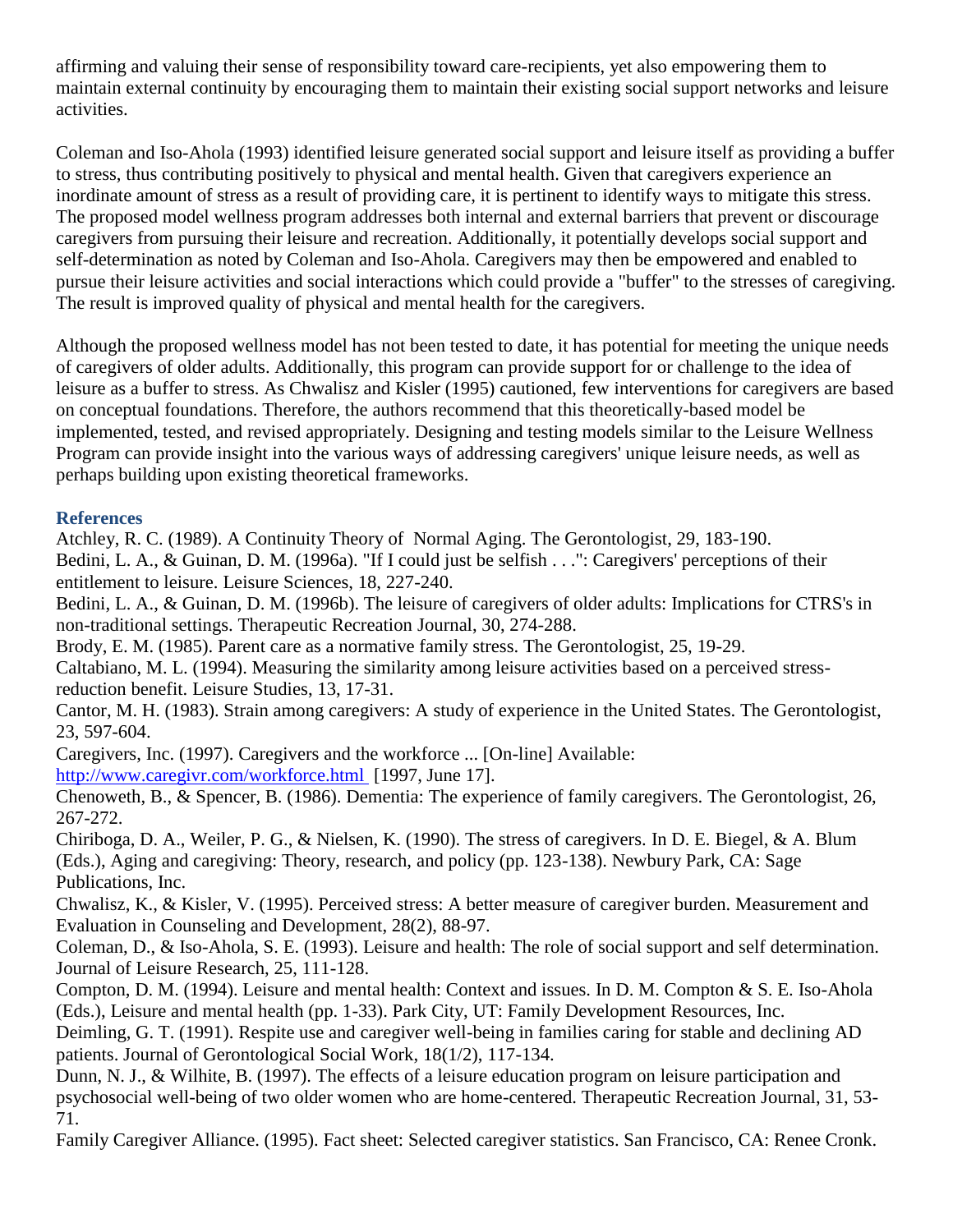affirming and valuing their sense of responsibility toward care-recipients, yet also empowering them to maintain external continuity by encouraging them to maintain their existing social support networks and leisure activities.

Coleman and Iso-Ahola (1993) identified leisure generated social support and leisure itself as providing a buffer to stress, thus contributing positively to physical and mental health. Given that caregivers experience an inordinate amount of stress as a result of providing care, it is pertinent to identify ways to mitigate this stress. The proposed model wellness program addresses both internal and external barriers that prevent or discourage caregivers from pursuing their leisure and recreation. Additionally, it potentially develops social support and self-determination as noted by Coleman and Iso-Ahola. Caregivers may then be empowered and enabled to pursue their leisure activities and social interactions which could provide a "buffer" to the stresses of caregiving. The result is improved quality of physical and mental health for the caregivers.

Although the proposed wellness model has not been tested to date, it has potential for meeting the unique needs of caregivers of older adults. Additionally, this program can provide support for or challenge to the idea of leisure as a buffer to stress. As Chwalisz and Kisler (1995) cautioned, few interventions for caregivers are based on conceptual foundations. Therefore, the authors recommend that this theoretically-based model be implemented, tested, and revised appropriately. Designing and testing models similar to the Leisure Wellness Program can provide insight into the various ways of addressing caregivers' unique leisure needs, as well as perhaps building upon existing theoretical frameworks.

### References

Atchley, R. C. (1989). A Continuity Theory of Normal Aging. The Gerontologist, 29, 183-190.

Bedini, L. A., & Guinan, D. M. (1996a). "If I could just be selfish . . .": Caregivers' perceptions of their entitlement to leisure. Leisure Sciences, 18, 227-240.

Bedini, L. A., & Guinan, D. M. (1996b). The leisure of caregivers of older adults: Implications for CTRS's in non-traditional settings. Therapeutic Recreation Journal, 30, 274-288.

Brody, E. M. (1985). Parent care as a normative family stress. The Gerontologist, 25, 19-29.

Caltabiano, M. L. (1994). Measuring the similarity among leisure activities based on a perceived stress-reduction benefit. Leisure Studies, 13, 17-31.

Cantor, M. H. (1983). Strain among caregivers: A study of experience in the United States. The Gerontologist, 23, 597-604.

Caregivers, Inc. (1997). Caregivers and the workforce ... [On-line] Available: http://www.caregivr.com/workforce.html [1997, June 17].

Chenoweth, B., & Spencer, B. (1986). Dementia: The experience of family caregivers. The Gerontologist, 26, 267-272.

Chiriboga, D. A., Weiler, P. G., & Nielsen, K. (1990). The stress of caregivers. In D. E. Biegel, & A. Blum (Eds.), Aging and caregiving: Theory, research, and policy (pp. 123-138). Newbury Park, CA: Sage Publications, Inc.

Chwalisz, K., & Kisler, V. (1995). Perceived stress: A better measure of caregiver burden. Measurement and Evaluation in Counseling and Development, 28(2), 88-97.

Coleman, D., & Iso-Ahola, S. E. (1993). Leisure and health: The role of social support and self determination. Journal of Leisure Research, 25, 111-128.

Compton, D. M. (1994). Leisure and mental health: Context and issues. In D. M. Compton & S. E. Iso-Ahola (Eds.), Leisure and mental health (pp. 1-33). Park City, UT: Family Development Resources, Inc.

Deimling, G. T. (1991). Respite use and caregiver well-being in families caring for stable and declining AD patients. Journal of Gerontological Social Work, 18(1/2), 117-134.

Dunn, N. J., & Wilhite, B. (1997). The effects of a leisure education program on leisure participation and psychosocial well-being of two older women who are home-centered. Therapeutic Recreation Journal, 31, 53-71.

Family Caregiver Alliance. (1995). Fact sheet: Selected caregiver statistics. San Francisco, CA: Renee Cronk.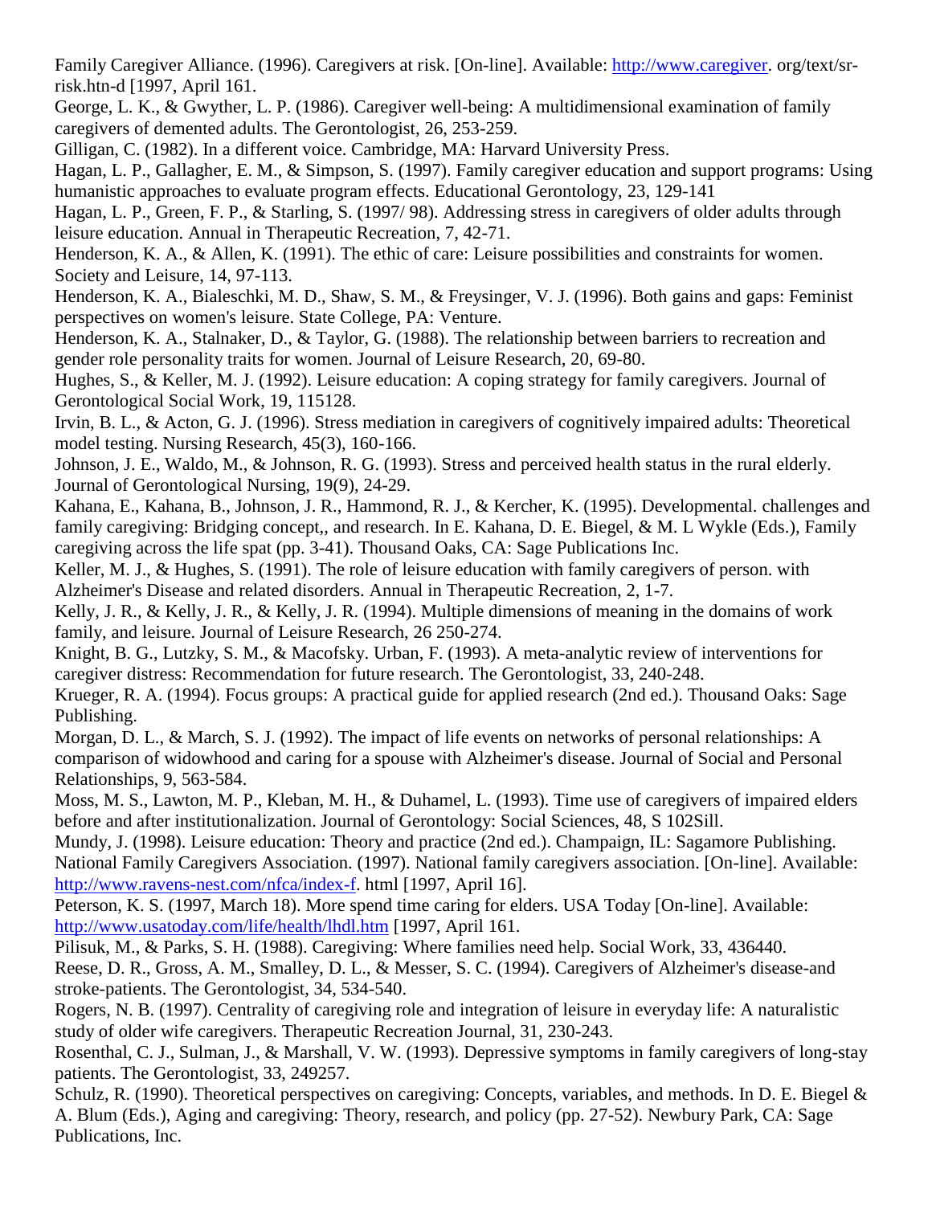Family Caregiver Alliance. (1996). Caregivers at risk. [On-line]. Available: http://www.caregiver. org/text/sr-risk.htn-d [1997, April 161.

George, L. K., & Gwyther, L. P. (1986). Caregiver well-being: A multidimensional examination of family caregivers of demented adults. The Gerontologist, 26, 253-259.

Gilligan, C. (1982). In a different voice. Cambridge, MA: Harvard University Press.

Hagan, L. P., Gallagher, E. M., & Simpson, S. (1997). Family caregiver education and support programs: Using humanistic approaches to evaluate program effects. Educational Gerontology, 23, 129-141

Hagan, L. P., Green, F. P., & Starling, S. (1997/ 98). Addressing stress in caregivers of older adults through leisure education. Annual in Therapeutic Recreation, 7, 42-71.

Henderson, K. A., & Allen, K. (1991). The ethic of care: Leisure possibilities and constraints for women. Society and Leisure, 14, 97-113.

Henderson, K. A., Bialeschki, M. D., Shaw, S. M., & Freysinger, V. J. (1996). Both gains and gaps: Feminist perspectives on women's leisure. State College, PA: Venture.

Henderson, K. A., Stalnaker, D., & Taylor, G. (1988). The relationship between barriers to recreation and gender role personality traits for women. Journal of Leisure Research, 20, 69-80.

Hughes, S., & Keller, M. J. (1992). Leisure education: A coping strategy for family caregivers. Journal of Gerontological Social Work, 19, 115128.

Irvin, B. L., & Acton, G. J. (1996). Stress mediation in caregivers of cognitively impaired adults: Theoretical model testing. Nursing Research, 45(3), 160-166.

Johnson, J. E., Waldo, M., & Johnson, R. G. (1993). Stress and perceived health status in the rural elderly. Journal of Gerontological Nursing, 19(9), 24-29.

Kahana, E., Kahana, B., Johnson, J. R., Hammond, R. J., & Kercher, K. (1995). Developmental. challenges and family caregiving: Bridging concept,, and research. In E. Kahana, D. E. Biegel, & M. L Wykle (Eds.), Family caregiving across the life spat (pp. 3-41). Thousand Oaks, CA: Sage Publications Inc.

Keller, M. J., & Hughes, S. (1991). The role of leisure education with family caregivers of person. with Alzheimer's Disease and related disorders. Annual in Therapeutic Recreation, 2, 1-7.

Kelly, J. R., & Kelly, J. R., & Kelly, J. R. (1994). Multiple dimensions of meaning in the domains of work family, and leisure. Journal of Leisure Research, 26 250-274.

Knight, B. G., Lutzky, S. M., & Macofsky. Urban, F. (1993). A meta-analytic review of interventions for caregiver distress: Recommendation for future research. The Gerontologist, 33, 240-248.

Krueger, R. A. (1994). Focus groups: A practical guide for applied research (2nd ed.). Thousand Oaks: Sage Publishing.

Morgan, D. L., & March, S. J. (1992). The impact of life events on networks of personal relationships: A comparison of widowhood and caring for a spouse with Alzheimer's disease. Journal of Social and Personal Relationships, 9, 563-584.

Moss, M. S., Lawton, M. P., Kleban, M. H., & Duhamel, L. (1993). Time use of caregivers of impaired elders before and after institutionalization. Journal of Gerontology: Social Sciences, 48, S 102Sill.

Mundy, J. (1998). Leisure education: Theory and practice (2nd ed.). Champaign, IL: Sagamore Publishing.

National Family Caregivers Association. (1997). National family caregivers association. [On-line]. Available: http://www.ravens-nest.com/nfca/index-f. html [1997, April 16].

Peterson, K. S. (1997, March 18). More spend time caring for elders. USA Today [On-line]. Available: http://www.usatoday.com/life/health/lhdl.htm [1997, April 161.

Pilisuk, M., & Parks, S. H. (1988). Caregiving: Where families need help. Social Work, 33, 436440.

Reese, D. R., Gross, A. M., Smalley, D. L., & Messer, S. C. (1994). Caregivers of Alzheimer's disease-and stroke-patients. The Gerontologist, 34, 534-540.

Rogers, N. B. (1997). Centrality of caregiving role and integration of leisure in everyday life: A naturalistic study of older wife caregivers. Therapeutic Recreation Journal, 31, 230-243.

Rosenthal, C. J., Sulman, J., & Marshall, V. W. (1993). Depressive symptoms in family caregivers of long-stay patients. The Gerontologist, 33, 249257.

Schulz, R. (1990). Theoretical perspectives on caregiving: Concepts, variables, and methods. In D. E. Biegel & A. Blum (Eds.), Aging and caregiving: Theory, research, and policy (pp. 27-52). Newbury Park, CA: Sage Publications, Inc.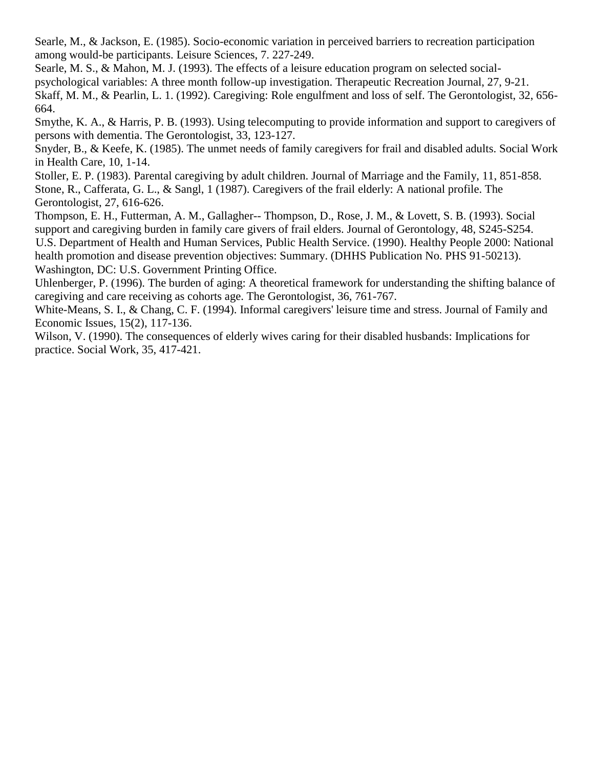Searle, M., & Jackson, E. (1985). Socio-economic variation in perceived barriers to recreation participation among would-be participants. Leisure Sciences, 7. 227-249.

Searle, M. S., & Mahon, M. J. (1993). The effects of a leisure education program on selected social-psychological variables: A three month follow-up investigation. Therapeutic Recreation Journal, 27, 9-21.

Skaff, M. M., & Pearlin, L. 1. (1992). Caregiving: Role engulfment and loss of self. The Gerontologist, 32, 656-664.

Smythe, K. A., & Harris, P. B. (1993). Using telecomputing to provide information and support to caregivers of persons with dementia. The Gerontologist, 33, 123-127.

Snyder, B., & Keefe, K. (1985). The unmet needs of family caregivers for frail and disabled adults. Social Work in Health Care, 10, 1-14.

Stoller, E. P. (1983). Parental caregiving by adult children. Journal of Marriage and the Family, 11, 851-858.

Stone, R., Cafferata, G. L., & Sangl, 1 (1987). Caregivers of the frail elderly: A national profile. The Gerontologist, 27, 616-626.

Thompson, E. H., Futterman, A. M., Gallagher-- Thompson, D., Rose, J. M., & Lovett, S. B. (1993). Social support and caregiving burden in family care givers of frail elders. Journal of Gerontology, 48, S245-S254.

U.S. Department of Health and Human Services, Public Health Service. (1990). Healthy People 2000: National health promotion and disease prevention objectives: Summary. (DHHS Publication No. PHS 91-50213). Washington, DC: U.S. Government Printing Office.

Uhlenberger, P. (1996). The burden of aging: A theoretical framework for understanding the shifting balance of caregiving and care receiving as cohorts age. The Gerontologist, 36, 761-767.

White-Means, S. I., & Chang, C. F. (1994). Informal caregivers' leisure time and stress. Journal of Family and Economic Issues, 15(2), 117-136.

Wilson, V. (1990). The consequences of elderly wives caring for their disabled husbands: Implications for practice. Social Work, 35, 417-421.